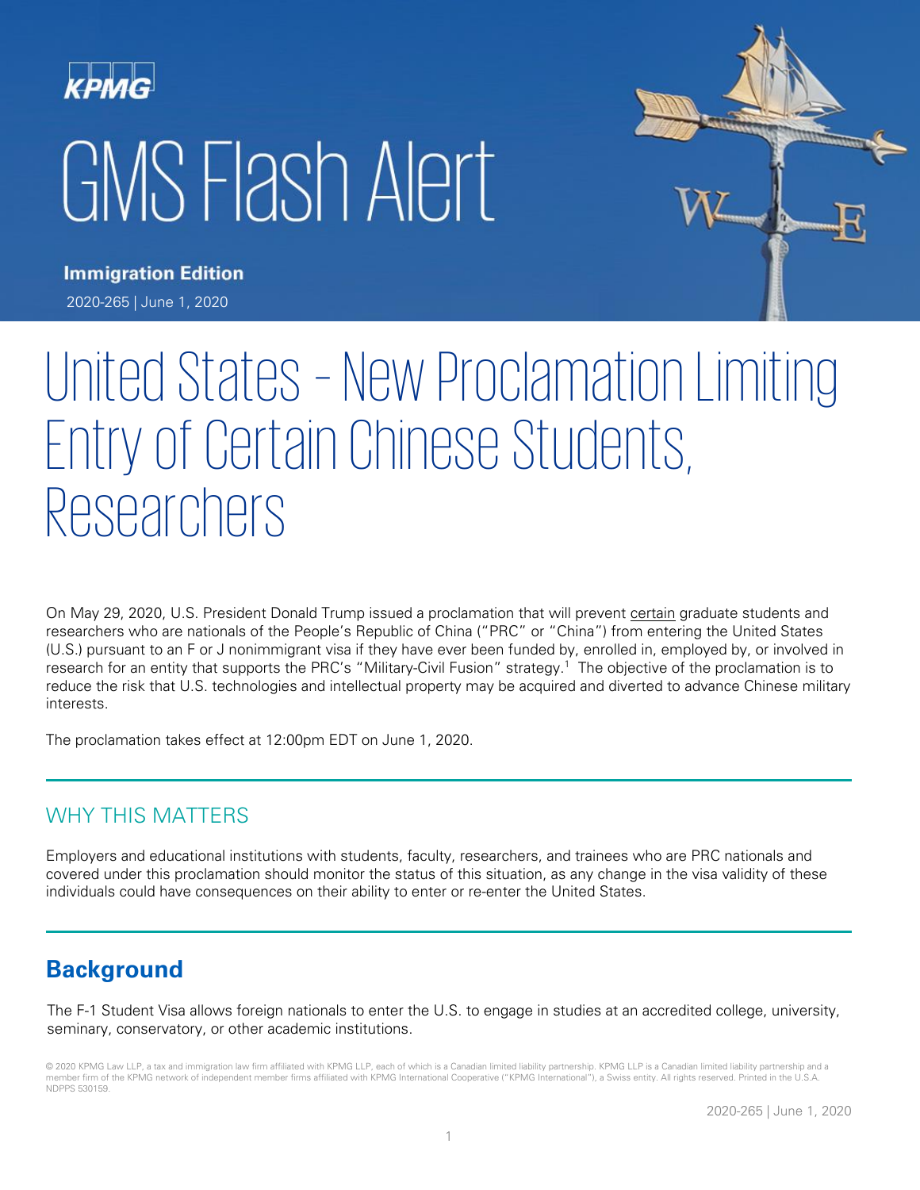KPMG

# GMS Flash Alert

**Immigration Edition**

2020-265 | June 1, 2020

# United States – New Proclamation Limiting Entry of Certain Chinese Students, Researchers

On May 29, 2020, U.S. President Donald Trump issued a proclamation that will prevent certain graduate students and researchers who are nationals of the People's Republic of China ("PRC" or "China") from entering the United States (U.S.) pursuant to an F or J nonimmigrant visa if they have ever been funded by, enrolled in, employed by, or involved in research for an entity that supports the PRC's "Military-Civil Fusion" strategy.[1] The objective of the proclamation is to reduce the risk that U.S. technologies and intellectual property may be acquired and diverted to advance Chinese military interests.

The proclamation takes effect at 12:00pm EDT on June 1, 2020.

## WHY THIS MATTERS

Employers and educational institutions with students, faculty, researchers, and trainees who are PRC nationals and covered under this proclamation should monitor the status of this situation, as any change in the visa validity of these individuals could have consequences on their ability to enter or re-enter the United States.

## Background

The F-1 Student Visa allows foreign nationals to enter the U.S. to engage in studies at an accredited college, university, seminary, conservatory, or other academic institutions.

© 2020 KPMG Law LLP, a tax and immigration law firm affiliated with KPMG LLP, each of which is a Canadian limited liability partnership. KPMG LLP is a Canadian limited liability partnership and a member firm of the KPMG network of independent member firms affiliated with KPMG International Cooperative ("KPMG International"), a Swiss entity. All rights reserved. Printed in the U.S.A. NDPPS 530159.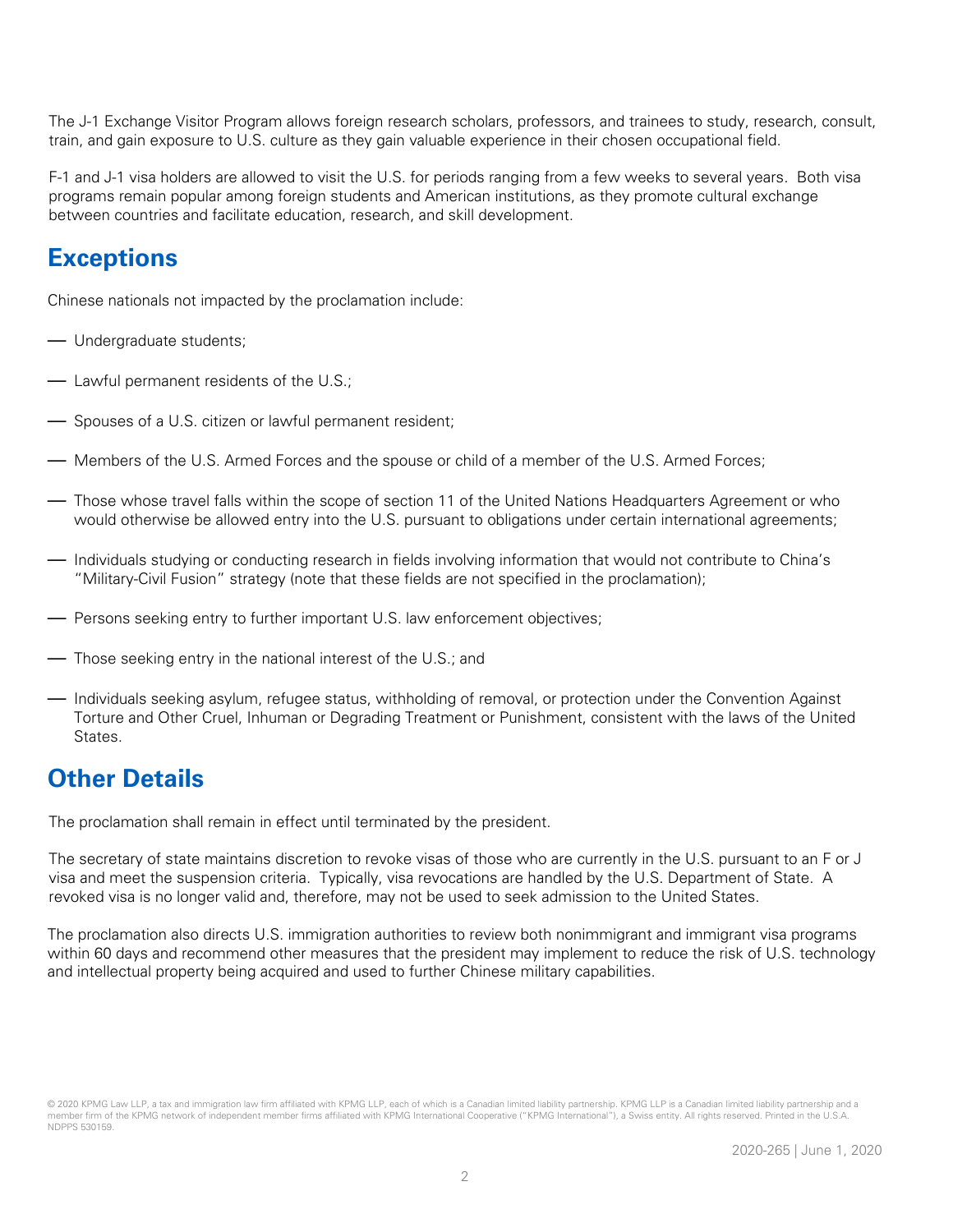The J-1 Exchange Visitor Program allows foreign research scholars, professors, and trainees to study, research, consult, train, and gain exposure to U.S. culture as they gain valuable experience in their chosen occupational field.

F-1 and J-1 visa holders are allowed to visit the U.S. for periods ranging from a few weeks to several years. Both visa programs remain popular among foreign students and American institutions, as they promote cultural exchange between countries and facilitate education, research, and skill development.

## Exceptions

Chinese nationals not impacted by the proclamation include:

- Undergraduate students;
- Lawful permanent residents of the U.S.;
- Spouses of a U.S. citizen or lawful permanent resident;
- Members of the U.S. Armed Forces and the spouse or child of a member of the U.S. Armed Forces;
- Those whose travel falls within the scope of section 11 of the United Nations Headquarters Agreement or who would otherwise be allowed entry into the U.S. pursuant to obligations under certain international agreements;
- Individuals studying or conducting research in fields involving information that would not contribute to China's "Military-Civil Fusion" strategy (note that these fields are not specified in the proclamation);
- Persons seeking entry to further important U.S. law enforcement objectives;
- Those seeking entry in the national interest of the U.S.; and
- Individuals seeking asylum, refugee status, withholding of removal, or protection under the Convention Against Torture and Other Cruel, Inhuman or Degrading Treatment or Punishment, consistent with the laws of the United States.

## Other Details

The proclamation shall remain in effect until terminated by the president.

The secretary of state maintains discretion to revoke visas of those who are currently in the U.S. pursuant to an F or J visa and meet the suspension criteria. Typically, visa revocations are handled by the U.S. Department of State. A revoked visa is no longer valid and, therefore, may not be used to seek admission to the United States.

The proclamation also directs U.S. immigration authorities to review both nonimmigrant and immigrant visa programs within 60 days and recommend other measures that the president may implement to reduce the risk of U.S. technology and intellectual property being acquired and used to further Chinese military capabilities.

© 2020 KPMG Law LLP, a tax and immigration law firm affiliated with KPMG LLP, each of which is a Canadian limited liability partnership. KPMG LLP is a Canadian limited liability partnership and a member firm of the KPMG network of independent member firms affiliated with KPMG International Cooperative ("KPMG International"), a Swiss entity. All rights reserved. Printed in the U.S.A. NDPPS 530159.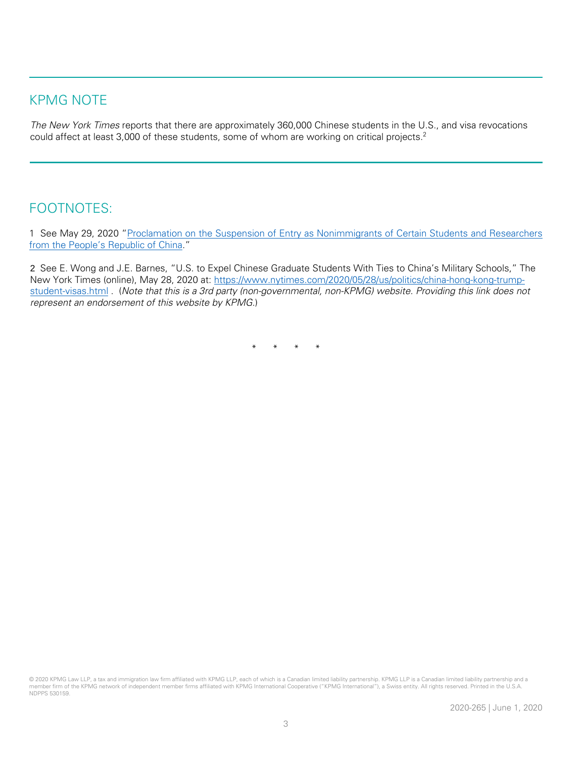## KPMG NOTE

*The New York Times* reports that there are approximately 360,000 Chinese students in the U.S., and visa revocations could affect at least 3,000 of these students, some of whom are working on critical projects.[2]

## FOOTNOTES:

1 See May 29, 2020 "[Proclamation on the Suspension of Entry as Nonimmigrants of Certain Students and Researchers from the People's Republic of China](#)."

2 See E. Wong and J.E. Barnes, "U.S. to Expel Chinese Graduate Students With Ties to China's Military Schools," The New York Times (online), May 28, 2020 at: [https://www.nytimes.com/2020/05/28/us/politics/china-hong-kong-trump-student-visas.html](https://www.nytimes.com/2020/05/28/us/politics/china-hong-kong-trump-student-visas.html) . (*Note that this is a 3rd party (non-governmental, non-KPMG) website. Providing this link does not represent an endorsement of this website by KPMG.*)

\* \* \* \*

© 2020 KPMG Law LLP, a tax and immigration law firm affiliated with KPMG LLP, each of which is a Canadian limited liability partnership. KPMG LLP is a Canadian limited liability partnership and a member firm of the KPMG network of independent member firms affiliated with KPMG International Cooperative ("KPMG International"), a Swiss entity. All rights reserved. Printed in the U.S.A. NDPPS 530159.

2020-265 | June 1, 2020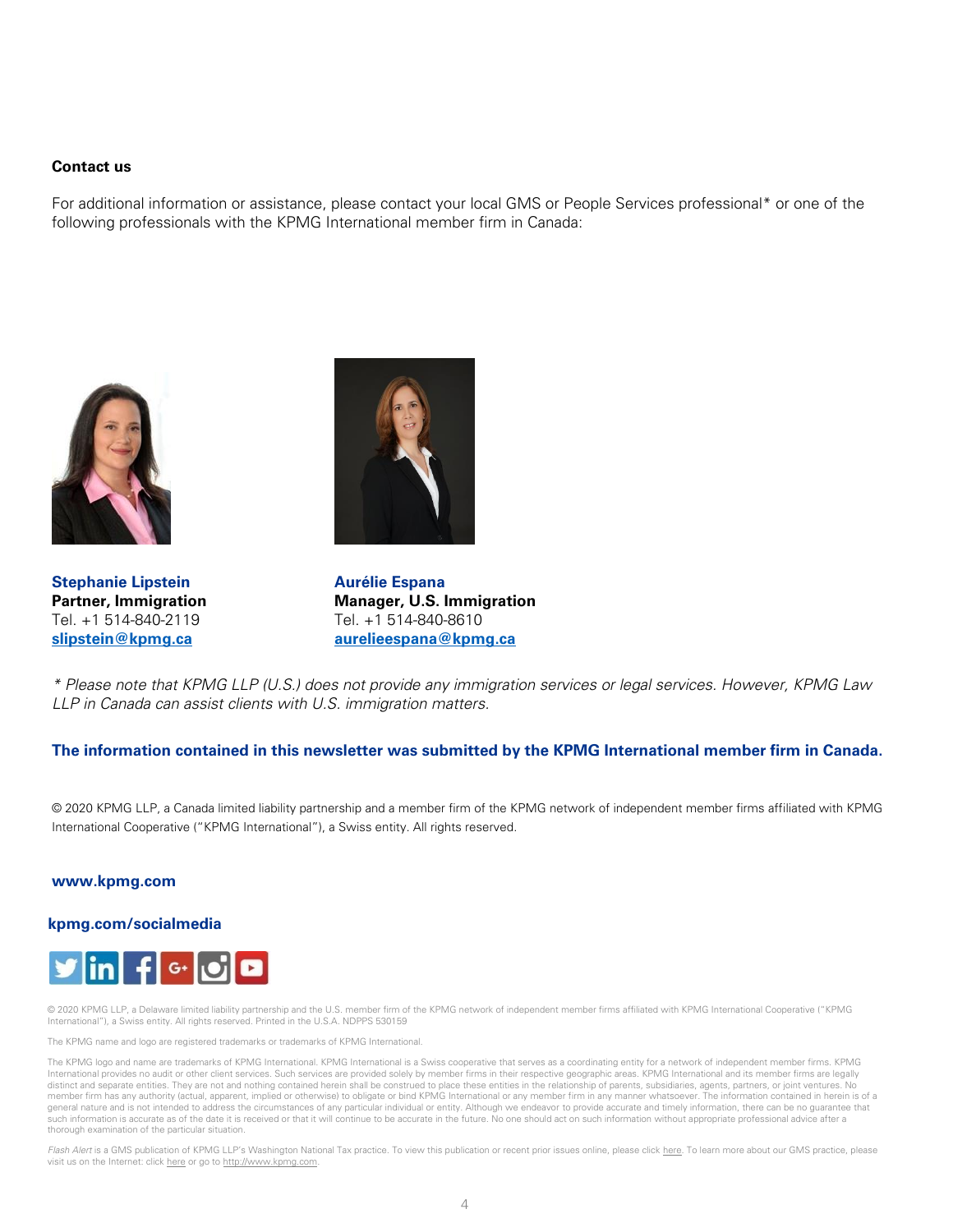**Contact us**

For additional information or assistance, please contact your local GMS or People Services professional* or one of the following professionals with the KPMG International member firm in Canada:

**Stephanie Lipstein**
**Partner, Immigration**
Tel. +1 514-840-2119
**slipstein@kpmg.ca**

**Aurélie Espana**
**Manager, U.S. Immigration**
Tel. +1 514-840-8610
**aurelieespana@kpmg.ca**

*\* Please note that KPMG LLP (U.S.) does not provide any immigration services or legal services. However, KPMG Law LLP in Canada can assist clients with U.S. immigration matters.*

**The information contained in this newsletter was submitted by the KPMG International member firm in Canada.**

© 2020 KPMG LLP, a Canada limited liability partnership and a member firm of the KPMG network of independent member firms affiliated with KPMG International Cooperative ("KPMG International"), a Swiss entity. All rights reserved.

**www.kpmg.com**

**kpmg.com/socialmedia**

© 2020 KPMG LLP, a Delaware limited liability partnership and the U.S. member firm of the KPMG network of independent member firms affiliated with KPMG International Cooperative ("KPMG International"), a Swiss entity. All rights reserved. Printed in the U.S.A. NDPPS 530159

The KPMG name and logo are registered trademarks or trademarks of KPMG International.

The KPMG logo and name are trademarks of KPMG International. KPMG International is a Swiss cooperative that serves as a coordinating entity for a network of independent member firms. KPMG International provides no audit or other client services. Such services are provided solely by member firms in their respective geographic areas. KPMG International and its member firms are legally distinct and separate entities. They are not and nothing contained herein shall be construed to place these entities in the relationship of parents, subsidiaries, agents, partners, or joint ventures. No member firm has any authority (actual, apparent, implied or otherwise) to obligate or bind KPMG International or any member firm in any manner whatsoever. The information contained in herein is of a general nature and is not intended to address the circumstances of any particular individual or entity. Although we endeavor to provide accurate and timely information, there can be no guarantee that such information is accurate as of the date it is received or that it will continue to be accurate in the future. No one should act on such information without appropriate professional advice after a thorough examination of the particular situation.

*Flash Alert* is a GMS publication of KPMG LLP's Washington National Tax practice. To view this publication or recent prior issues online, please click here. To learn more about our GMS practice, please visit us on the Internet: click here or go to http://www.kpmg.com.